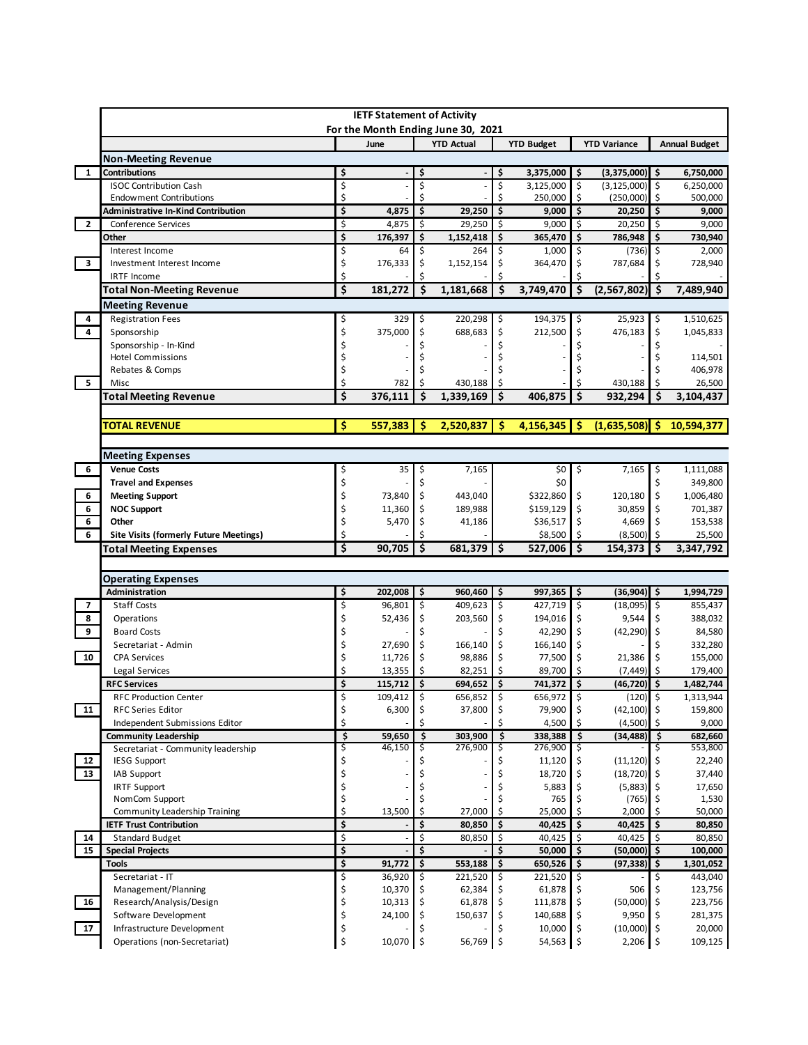# IETF Statement of Activity

## For the Month Ending June 30, 2021

| | | June | YTD Actual | YTD Budget | YTD Variance | Annual Budget |
|---|---|---|---|---|---|---|
| | **Non-Meeting Revenue** | | | | | |
| 1 | **Contributions** | $ - | $ - | $ 3,375,000 | $ (3,375,000) | $ 6,750,000 |
| | ISOC Contribution Cash | $ - | $ - | $ 3,125,000 | $ (3,125,000) | $ 6,250,000 |
| | Endowment Contributions | $ - | $ - | $ 250,000 | $ (250,000) | $ 500,000 |
| | **Administrative In-Kind Contribution** | $ 4,875 | $ 29,250 | $ 9,000 | $ 20,250 | $ 9,000 |
| 2 | Conference Services | $ 4,875 | $ 29,250 | $ 9,000 | $ 20,250 | $ 9,000 |
| | **Other** | $ 176,397 | $ 1,152,418 | $ 365,470 | $ 786,948 | $ 730,940 |
| | Interest Income | $ 64 | $ 264 | $ 1,000 | $ (736) | $ 2,000 |
| 3 | Investment Interest Income | $ 176,333 | $ 1,152,154 | $ 364,470 | $ 787,684 | $ 728,940 |
| | IRTF Income | $ - | $ - | $ - | $ - | $ - |
| | **Total Non-Meeting Revenue** | $ 181,272 | $ 1,181,668 | $ 3,749,470 | $ (2,567,802) | $ 7,489,940 |
| | **Meeting Revenue** | | | | | |
| 4 | Registration Fees | $ 329 | $ 220,298 | $ 194,375 | $ 25,923 | $ 1,510,625 |
| 4 | Sponsorship | $ 375,000 | $ 688,683 | $ 212,500 | $ 476,183 | $ 1,045,833 |
| | Sponsorship - In-Kind | $ - | $ - | $ - | $ - | $ - |
| | Hotel Commissions | $ - | $ - | $ - | $ - | $ 114,501 |
| | Rebates & Comps | $ - | $ - | $ - | $ - | $ 406,978 |
| 5 | Misc | $ 782 | $ 430,188 | $ - | $ 430,188 | $ 26,500 |
| | **Total Meeting Revenue** | $ 376,111 | $ 1,339,169 | $ 406,875 | $ 932,294 | $ 3,104,437 |
| | | | | | | |
| | **TOTAL REVENUE** | $ 557,383 | $ 2,520,837 | $ 4,156,345 | $ (1,635,508) | $ 10,594,377 |
| | | | | | | |
| | **Meeting Expenses** | | | | | |
| 6 | **Venue Costs** | $ 35 | $ 7,165 | $0 | $ 7,165 | $ 1,111,088 |
| | **Travel and Expenses** | $ - | $ - | $0 | | $ 349,800 |
| 6 | **Meeting Support** | $ 73,840 | $ 443,040 | $322,860 | $ 120,180 | $ 1,006,480 |
| 6 | **NOC Support** | $ 11,360 | $ 189,988 | $159,129 | $ 30,859 | $ 701,387 |
| 6 | **Other** | $ 5,470 | $ 41,186 | $36,517 | $ 4,669 | $ 153,538 |
| 6 | **Site Visits (formerly Future Meetings)** | $ - | $ - | $8,500 | $ (8,500) | $ 25,500 |
| | **Total Meeting Expenses** | $ 90,705 | $ 681,379 | $ 527,006 | $ 154,373 | $ 3,347,792 |
| | | | | | | |
| | **Operating Expenses** | | | | | |
| | **Administration** | $ 202,008 | $ 960,460 | $ 997,365 | $ (36,904) | $ 1,994,729 |
| 7 | Staff Costs | $ 96,801 | $ 409,623 | $ 427,719 | $ (18,095) | $ 855,437 |
| 8 | Operations | $ 52,436 | $ 203,560 | $ 194,016 | $ 9,544 | $ 388,032 |
| 9 | Board Costs | $ - | $ - | $ 42,290 | $ (42,290) | $ 84,580 |
| | Secretariat - Admin | $ 27,690 | $ 166,140 | $ 166,140 | $ - | $ 332,280 |
| 10 | CPA Services | $ 11,726 | $ 98,886 | $ 77,500 | $ 21,386 | $ 155,000 |
| | Legal Services | $ 13,355 | $ 82,251 | $ 89,700 | $ (7,449) | $ 179,400 |
| | **RFC Services** | $ 115,712 | $ 694,652 | $ 741,372 | $ (46,720) | $ 1,482,744 |
| | RFC Production Center | $ 109,412 | $ 656,852 | $ 656,972 | $ (120) | $ 1,313,944 |
| 11 | RFC Series Editor | $ 6,300 | $ 37,800 | $ 79,900 | $ (42,100) | $ 159,800 |
| | Independent Submissions Editor | $ - | $ - | $ 4,500 | $ (4,500) | $ 9,000 |
| | **Community Leadership** | $ 59,650 | $ 303,900 | $ 338,388 | $ (34,488) | $ 682,660 |
| | Secretariat - Community leadership | $ 46,150 | $ 276,900 | $ 276,900 | $ - | $ 553,800 |
| 12 | IESG Support | $ - | $ - | $ 11,120 | $ (11,120) | $ 22,240 |
| 13 | IAB Support | $ - | $ - | $ 18,720 | $ (18,720) | $ 37,440 |
| | IRTF Support | $ - | $ - | $ 5,883 | $ (5,883) | $ 17,650 |
| | NomCom Support | $ - | $ - | $ 765 | $ (765) | $ 1,530 |
| | Community Leadership Training | $ 13,500 | $ 27,000 | $ 25,000 | $ 2,000 | $ 50,000 |
| | **IETF Trust Contribution** | $ - | $ 80,850 | $ 40,425 | $ 40,425 | $ 80,850 |
| 14 | Standard Budget | $ - | $ 80,850 | $ 40,425 | $ 40,425 | $ 80,850 |
| 15 | **Special Projects** | $ - | $ - | $ 50,000 | $ (50,000) | $ 100,000 |
| | **Tools** | $ 91,772 | $ 553,188 | $ 650,526 | $ (97,338) | $ 1,301,052 |
| | Secretariat - IT | $ 36,920 | $ 221,520 | $ 221,520 | $ - | $ 443,040 |
| | Management/Planning | $ 10,370 | $ 62,384 | $ 61,878 | $ 506 | $ 123,756 |
| 16 | Research/Analysis/Design | $ 10,313 | $ 61,878 | $ 111,878 | $ (50,000) | $ 223,756 |
| | Software Development | $ 24,100 | $ 150,637 | $ 140,688 | $ 9,950 | $ 281,375 |
| 17 | Infrastructure Development | $ - | $ - | $ 10,000 | $ (10,000) | $ 20,000 |
| | Operations (non-Secretariat) | $ 10,070 | $ 56,769 | $ 54,563 | $ 2,206 | $ 109,125 |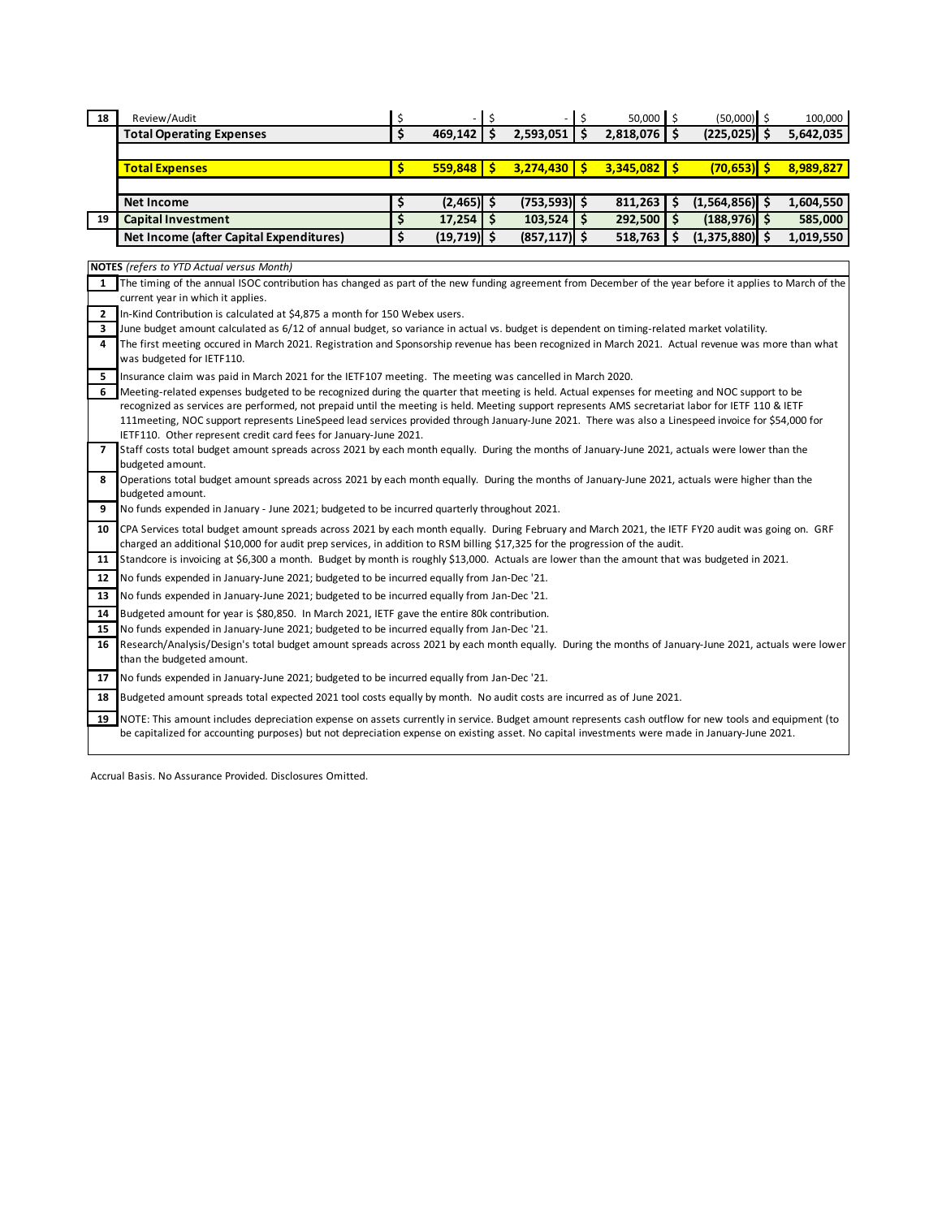| | | | | | | |
|---|---|---|---|---|---|---|
| 18 | Review/Audit | $ - | $ - | $ 50,000 | $ (50,000) | $ 100,000 |
| | **Total Operating Expenses** | **$ 469,142** | **$ 2,593,051** | **$ 2,818,076** | **$ (225,025)** | **$ 5,642,035** |
| | | | | | | |
| | **Total Expenses** | **$ 559,848** | **$ 3,274,430** | **$ 3,345,082** | **$ (70,653)** | **$ 8,989,827** |
| | | | | | | |
| | **Net Income** | **$ (2,465)** | **$ (753,593)** | **$ 811,263** | **$ (1,564,856)** | **$ 1,604,550** |
| 19 | **Capital Investment** | **$ 17,254** | **$ 103,524** | **$ 292,500** | **$ (188,976)** | **$ 585,000** |
| | **Net Income (after Capital Expenditures)** | **$ (19,719)** | **$ (857,117)** | **$ 518,763** | **$ (1,375,880)** | **$ 1,019,550** |

**NOTES** *(refers to YTD Actual versus Month)*

| | |
|---|---|
| 1 | The timing of the annual ISOC contribution has changed as part of the new funding agreement from December of the year before it applies to March of the current year in which it applies. |
| 2 | In-Kind Contribution is calculated at $4,875 a month for 150 Webex users. |
| 3 | June budget amount calculated as 6/12 of annual budget, so variance in actual vs. budget is dependent on timing-related market volatility. |
| 4 | The first meeting occured in March 2021. Registration and Sponsorship revenue has been recognized in March 2021. Actual revenue was more than what was budgeted for IETF110. |
| 5 | Insurance claim was paid in March 2021 for the IETF107 meeting. The meeting was cancelled in March 2020. |
| 6 | Meeting-related expenses budgeted to be recognized during the quarter that meeting is held. Actual expenses for meeting and NOC support to be recognized as services are performed, not prepaid until the meeting is held. Meeting support represents AMS secretariat labor for IETF 110 & IETF 111meeting, NOC support represents LineSpeed lead services provided through January-June 2021. There was also a Linespeed invoice for $54,000 for IETF110. Other represent credit card fees for January-June 2021. |
| 7 | Staff costs total budget amount spreads across 2021 by each month equally. During the months of January-June 2021, actuals were lower than the budgeted amount. |
| 8 | Operations total budget amount spreads across 2021 by each month equally. During the months of January-June 2021, actuals were higher than the budgeted amount. |
| 9 | No funds expended in January - June 2021; budgeted to be incurred quarterly throughout 2021. |
| 10 | CPA Services total budget amount spreads across 2021 by each month equally. During February and March 2021, the IETF FY20 audit was going on. GRF charged an additional $10,000 for audit prep services, in addition to RSM billing $17,325 for the progression of the audit. |
| 11 | Standcore is invoicing at $6,300 a month. Budget by month is roughly $13,000. Actuals are lower than the amount that was budgeted in 2021. |
| 12 | No funds expended in January-June 2021; budgeted to be incurred equally from Jan-Dec '21. |
| 13 | No funds expended in January-June 2021; budgeted to be incurred equally from Jan-Dec '21. |
| 14 | Budgeted amount for year is $80,850. In March 2021, IETF gave the entire 80k contribution. |
| 15 | No funds expended in January-June 2021; budgeted to be incurred equally from Jan-Dec '21. |
| 16 | Research/Analysis/Design's total budget amount spreads across 2021 by each month equally. During the months of January-June 2021, actuals were lower than the budgeted amount. |
| 17 | No funds expended in January-June 2021; budgeted to be incurred equally from Jan-Dec '21. |
| 18 | Budgeted amount spreads total expected 2021 tool costs equally by month. No audit costs are incurred as of June 2021. |
| 19 | NOTE: This amount includes depreciation expense on assets currently in service. Budget amount represents cash outflow for new tools and equipment (to be capitalized for accounting purposes) but not depreciation expense on existing asset. No capital investments were made in January-June 2021. |

Accrual Basis. No Assurance Provided. Disclosures Omitted.